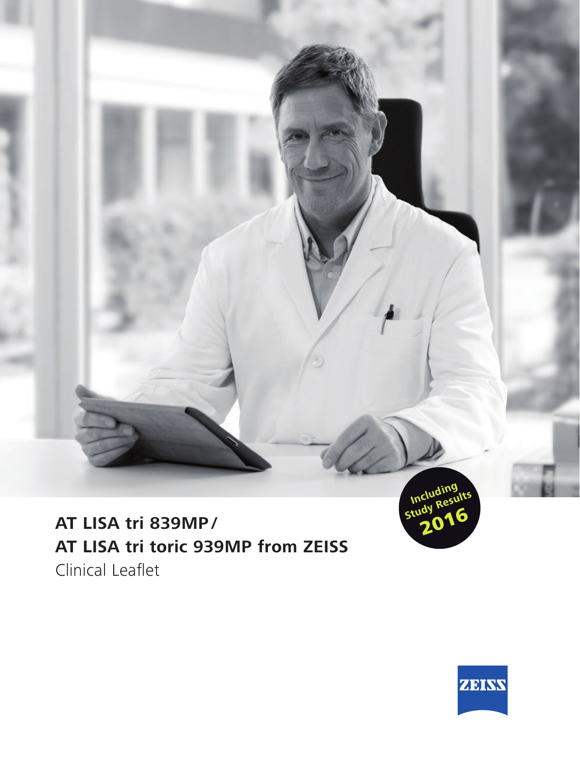Including Study Results 2016

# AT LISA tri 839MP / AT LISA tri toric 939MP from ZEISS

Clinical Leaflet

ZEISS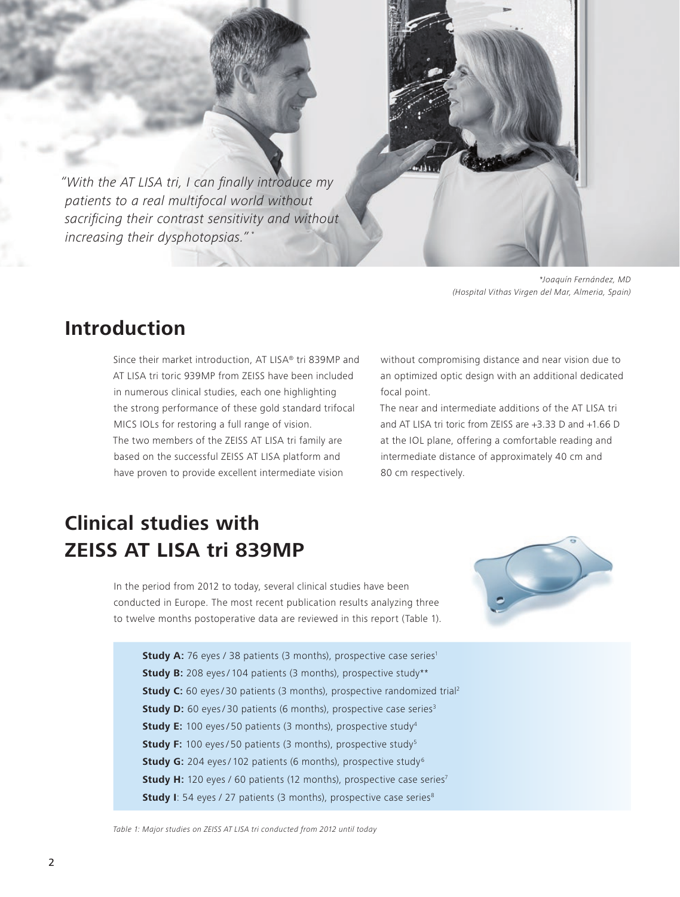*"With the AT LISA tri, I can finally introduce my patients to a real multifocal world without sacrificing their contrast sensitivity and without increasing their dysphotopsias."* *

*\*Joaquín Fernández, MD (Hospital Vithas Virgen del Mar, Almeria, Spain)*

## Introduction

Since their market introduction, AT LISA® tri 839MP and AT LISA tri toric 939MP from ZEISS have been included in numerous clinical studies, each one highlighting the strong performance of these gold standard trifocal MICS IOLs for restoring a full range of vision.

The two members of the ZEISS AT LISA tri family are based on the successful ZEISS AT LISA platform and have proven to provide excellent intermediate vision without compromising distance and near vision due to an optimized optic design with an additional dedicated focal point.

The near and intermediate additions of the AT LISA tri and AT LISA tri toric from ZEISS are +3.33 D and +1.66 D at the IOL plane, offering a comfortable reading and intermediate distance of approximately 40 cm and 80 cm respectively.

## Clinical studies with ZEISS AT LISA tri 839MP

In the period from 2012 to today, several clinical studies have been conducted in Europe. The most recent publication results analyzing three to twelve months postoperative data are reviewed in this report (Table 1).

**Study A:** 76 eyes / 38 patients (3 months), prospective case series[1]
**Study B:** 208 eyes / 104 patients (3 months), prospective study**
**Study C:** 60 eyes / 30 patients (3 months), prospective randomized trial[2]
**Study D:** 60 eyes / 30 patients (6 months), prospective case series[3]
**Study E:** 100 eyes / 50 patients (3 months), prospective study[4]
**Study F:** 100 eyes / 50 patients (3 months), prospective study[5]
**Study G:** 204 eyes / 102 patients (6 months), prospective study[6]
**Study H:** 120 eyes / 60 patients (12 months), prospective case series[7]
**Study I**: 54 eyes / 27 patients (3 months), prospective case series[8]

*Table 1: Major studies on ZEISS AT LISA tri conducted from 2012 until today*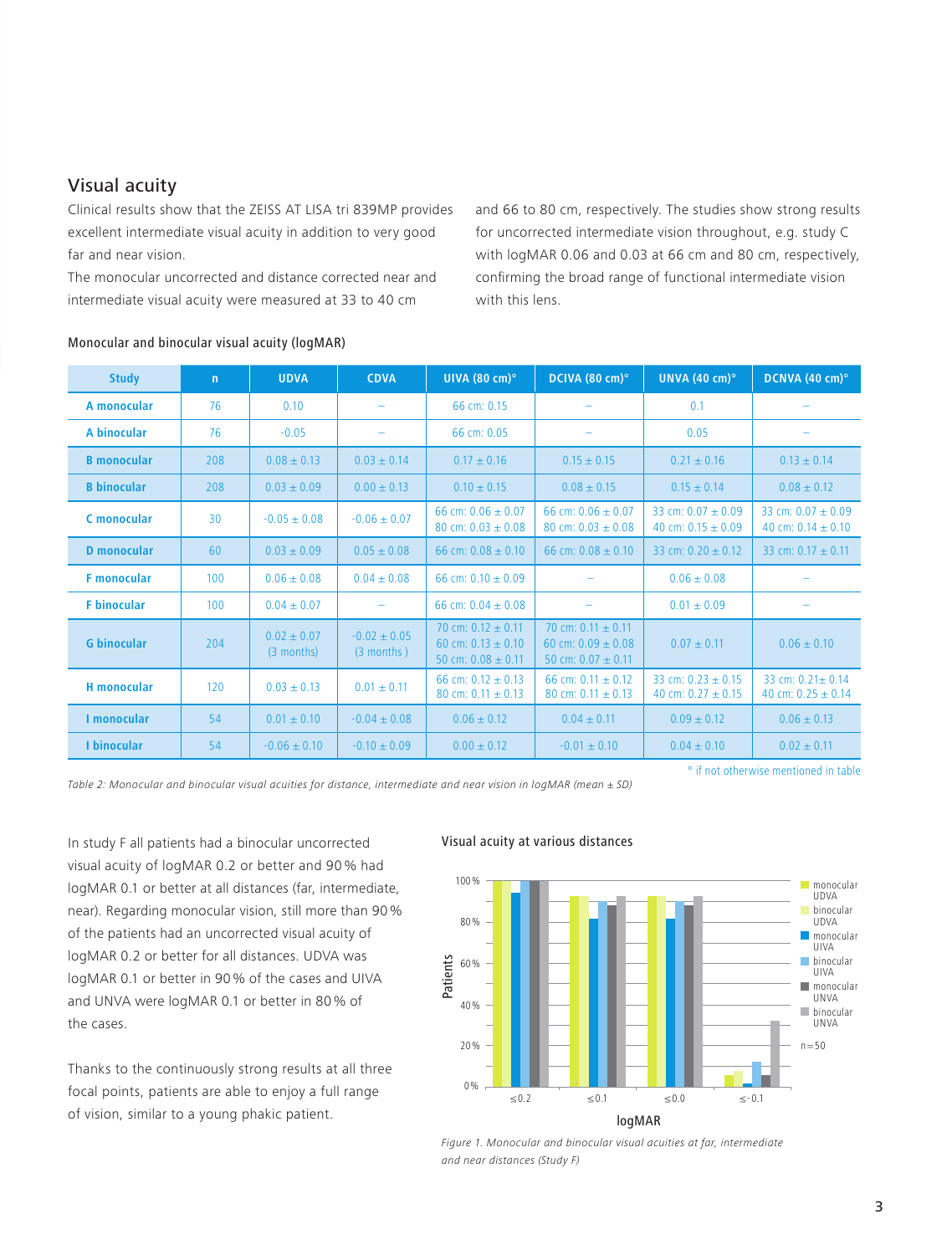## Visual acuity

Clinical results show that the ZEISS AT LISA tri 839MP provides excellent intermediate visual acuity in addition to very good far and near vision.
The monocular uncorrected and distance corrected near and intermediate visual acuity were measured at 33 to 40 cm and 66 to 80 cm, respectively. The studies show strong results for uncorrected intermediate vision throughout, e.g. study C with logMAR 0.06 and 0.03 at 66 cm and 80 cm, respectively, confirming the broad range of functional intermediate vision with this lens.

Monocular and binocular visual acuity (logMAR)

| Study | n | UDVA | CDVA | UIVA (80 cm)° | DCIVA (80 cm)° | UNVA (40 cm)° | DCNVA (40 cm)° |
|---|---|---|---|---|---|---|---|
| **A monocular** | 76 | 0.10 | – | 66 cm: 0.15 | – | 0.1 | – |
| **A binocular** | 76 | -0.05 | – | 66 cm: 0.05 | – | 0.05 | – |
| **B monocular** | 208 | 0.08 ± 0.13 | 0.03 ± 0.14 | 0.17 ± 0.16 | 0.15 ± 0.15 | 0.21 ± 0.16 | 0.13 ± 0.14 |
| **B binocular** | 208 | 0.03 ± 0.09 | 0.00 ± 0.13 | 0.10 ± 0.15 | 0.08 ± 0.15 | 0.15 ± 0.14 | 0.08 ± 0.12 |
| **C monocular** | 30 | -0.05 ± 0.08 | -0.06 ± 0.07 | 66 cm: 0.06 ± 0.07<br>80 cm: 0.03 ± 0.08 | 66 cm: 0.06 ± 0.07<br>80 cm: 0.03 ± 0.08 | 33 cm: 0.07 ± 0.09<br>40 cm: 0.15 ± 0.09 | 33 cm: 0.07 ± 0.09<br>40 cm: 0.14 ± 0.10 |
| **D monocular** | 60 | 0.03 ± 0.09 | 0.05 ± 0.08 | 66 cm: 0.08 ± 0.10 | 66 cm: 0.08 ± 0.10 | 33 cm: 0.20 ± 0.12 | 33 cm: 0.17 ± 0.11 |
| **F monocular** | 100 | 0.06 ± 0.08 | 0.04 ± 0.08 | 66 cm: 0.10 ± 0.09 | – | 0.06 ± 0.08 | – |
| **F binocular** | 100 | 0.04 ± 0.07 | – | 66 cm: 0.04 ± 0.08 | – | 0.01 ± 0.09 | – |
| **G binocular** | 204 | 0.02 ± 0.07<br>(3 months) | -0.02 ± 0.05<br>(3 months ) | 70 cm: 0.12 ± 0.11<br>60 cm: 0.13 ± 0.10<br>50 cm: 0.08 ± 0.11 | 70 cm: 0.11 ± 0.11<br>60 cm: 0.09 ± 0.08<br>50 cm: 0.07 ± 0.11 | 0.07 ± 0.11 | 0.06 ± 0.10 |
| **H monocular** | 120 | 0.03 ± 0.13 | 0.01 ± 0.11 | 66 cm: 0.12 ± 0.13<br>80 cm: 0.11 ± 0.13 | 66 cm: 0.11 ± 0.12<br>80 cm: 0.11 ± 0.13 | 33 cm: 0.23 ± 0.15<br>40 cm: 0.27 ± 0.15 | 33 cm: 0.21± 0.14<br>40 cm: 0.25 ± 0.14 |
| **I monocular** | 54 | 0.01 ± 0.10 | -0.04 ± 0.08 | 0.06 ± 0.12 | 0.04 ± 0.11 | 0.09 ± 0.12 | 0.06 ± 0.13 |
| **I binocular** | 54 | -0.06 ± 0.10 | -0.10 ± 0.09 | 0.00 ± 0.12 | -0.01 ± 0.10 | 0.04 ± 0.10 | 0.02 ± 0.11 |

° if not otherwise mentioned in table

*Table 2: Monocular and binocular visual acuities for distance, intermediate and near vision in logMAR (mean ± SD)*

In study F all patients had a binocular uncorrected visual acuity of logMAR 0.2 or better and 90 % had logMAR 0.1 or better at all distances (far, intermediate, near). Regarding monocular vision, still more than 90 % of the patients had an uncorrected visual acuity of logMAR 0.2 or better for all distances. UDVA was logMAR 0.1 or better in 90 % of the cases and UIVA and UNVA were logMAR 0.1 or better in 80 % of the cases.

Thanks to the continuously strong results at all three focal points, patients are able to enjoy a full range of vision, similar to a young phakic patient.

Visual acuity at various distances

*Figure 1. Monocular and binocular visual acuities at far, intermediate and near distances (Study F)*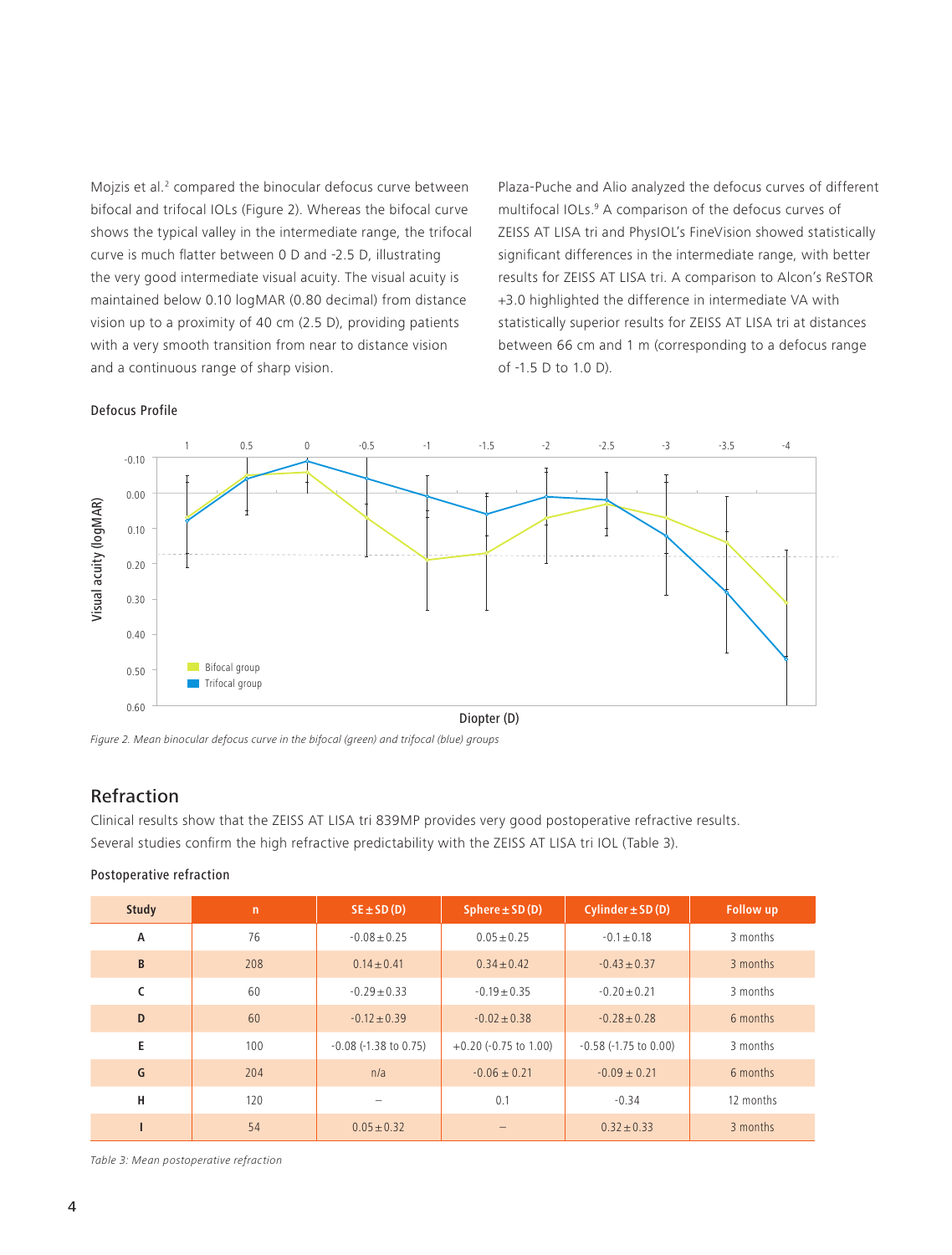Mojzis et al.[2] compared the binocular defocus curve between bifocal and trifocal IOLs (Figure 2). Whereas the bifocal curve shows the typical valley in the intermediate range, the trifocal curve is much flatter between 0 D and -2.5 D, illustrating the very good intermediate visual acuity. The visual acuity is maintained below 0.10 logMAR (0.80 decimal) from distance vision up to a proximity of 40 cm (2.5 D), providing patients with a very smooth transition from near to distance vision and a continuous range of sharp vision.

Plaza-Puche and Alio analyzed the defocus curves of different multifocal IOLs.[9] A comparison of the defocus curves of ZEISS AT LISA tri and PhysIOL's FineVision showed statistically significant differences in the intermediate range, with better results for ZEISS AT LISA tri. A comparison to Alcon's ReSTOR +3.0 highlighted the difference in intermediate VA with statistically superior results for ZEISS AT LISA tri at distances between 66 cm and 1 m (corresponding to a defocus range of -1.5 D to 1.0 D).

Defocus Profile

*Figure 2. Mean binocular defocus curve in the bifocal (green) and trifocal (blue) groups*

## Refraction

Clinical results show that the ZEISS AT LISA tri 839MP provides very good postoperative refractive results. Several studies confirm the high refractive predictability with the ZEISS AT LISA tri IOL (Table 3).

Postoperative refraction

| Study | n | SE ± SD (D) | Sphere ± SD (D) | Cylinder ± SD (D) | Follow up |
|---|---|---|---|---|---|
| A | 76 | -0.08 ± 0.25 | 0.05 ± 0.25 | -0.1 ± 0.18 | 3 months |
| B | 208 | 0.14 ± 0.41 | 0.34 ± 0.42 | -0.43 ± 0.37 | 3 months |
| C | 60 | -0.29 ± 0.33 | -0.19 ± 0.35 | -0.20 ± 0.21 | 3 months |
| D | 60 | -0.12 ± 0.39 | -0.02 ± 0.38 | -0.28 ± 0.28 | 6 months |
| E | 100 | -0.08 (-1.38 to 0.75) | +0.20 (-0.75 to 1.00) | -0.58 (-1.75 to 0.00) | 3 months |
| G | 204 | n/a | -0.06 ± 0.21 | -0.09 ± 0.21 | 6 months |
| H | 120 | – | 0.1 | -0.34 | 12 months |
| I | 54 | 0.05 ± 0.32 | – | 0.32 ± 0.33 | 3 months |

*Table 3: Mean postoperative refraction*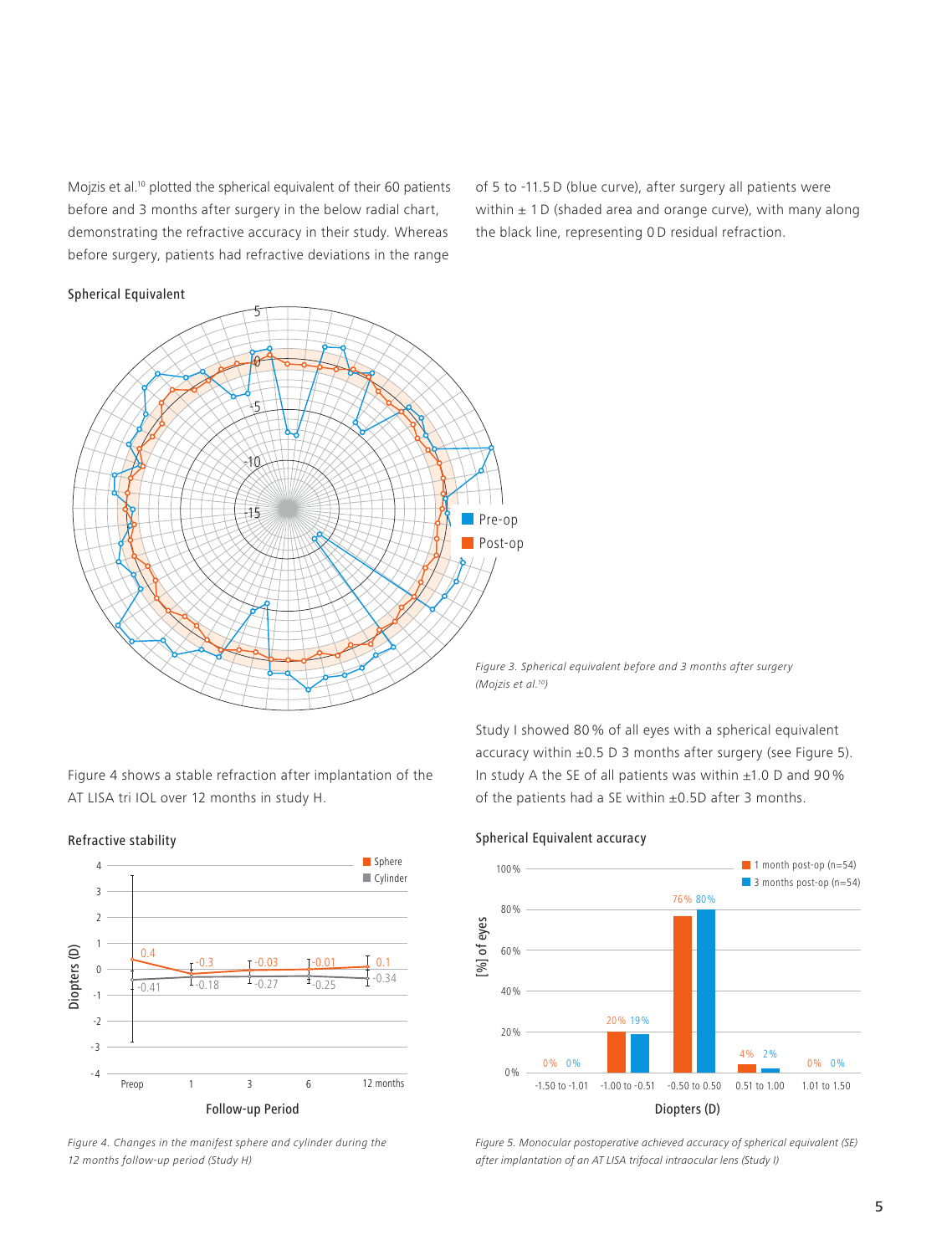Mojzis et al.[10] plotted the spherical equivalent of their 60 patients before and 3 months after surgery in the below radial chart, demonstrating the refractive accuracy in their study. Whereas before surgery, patients had refractive deviations in the range of 5 to -11.5 D (blue curve), after surgery all patients were within ± 1 D (shaded area and orange curve), with many along the black line, representing 0 D residual refraction.

Spherical Equivalent

*Figure 3. Spherical equivalent before and 3 months after surgery (Mojzis et al.[10])*

Figure 4 shows a stable refraction after implantation of the AT LISA tri IOL over 12 months in study H.

Refractive stability

*Figure 4. Changes in the manifest sphere and cylinder during the 12 months follow-up period (Study H)*

Study I showed 80 % of all eyes with a spherical equivalent accuracy within ±0.5 D 3 months after surgery (see Figure 5). In study A the SE of all patients was within ±1.0 D and 90 % of the patients had a SE within ±0.5D after 3 months.

Spherical Equivalent accuracy

*Figure 5. Monocular postoperative achieved accuracy of spherical equivalent (SE) after implantation of an AT LISA trifocal intraocular lens (Study I)*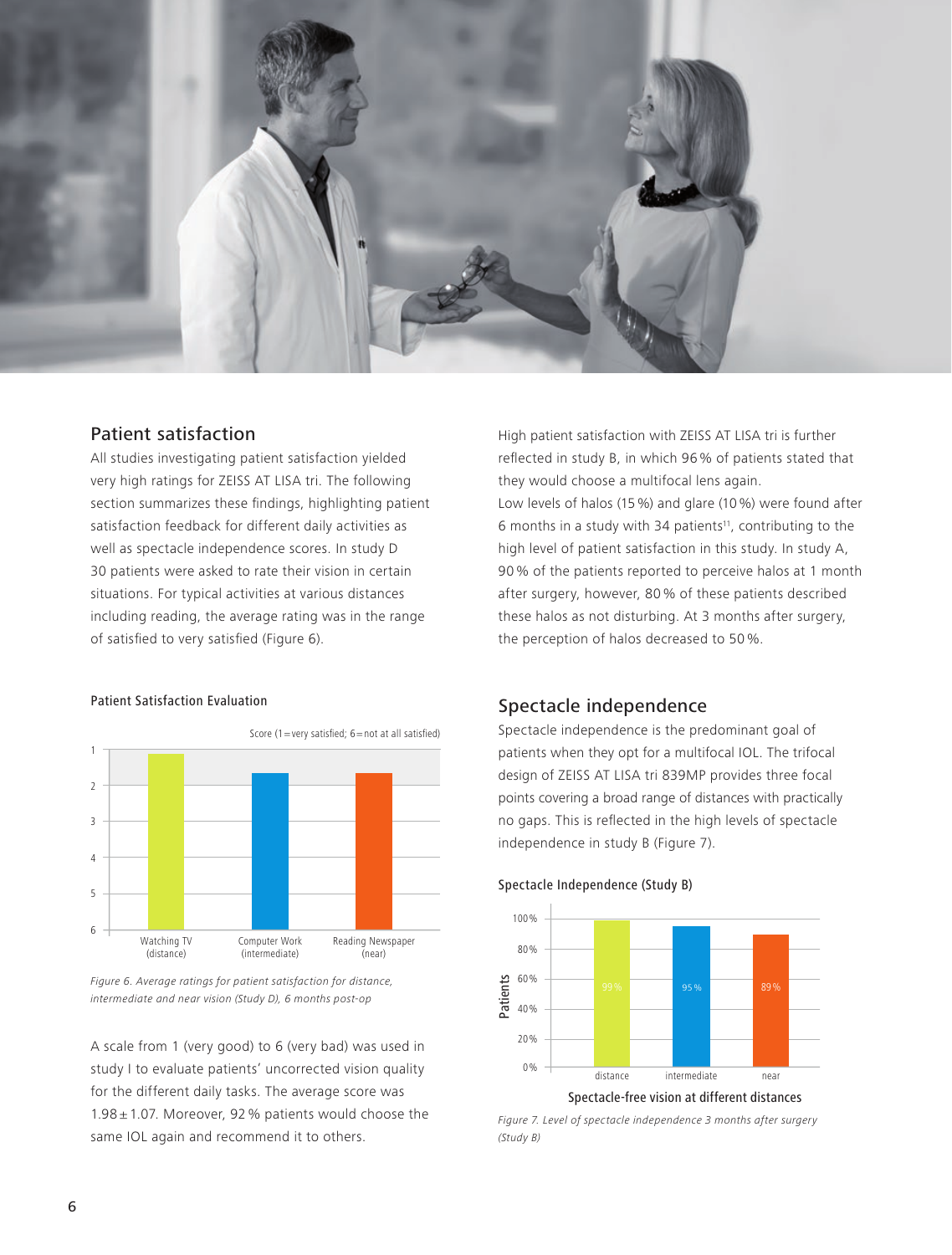## Patient satisfaction

All studies investigating patient satisfaction yielded very high ratings for ZEISS AT LISA tri. The following section summarizes these findings, highlighting patient satisfaction feedback for different daily activities as well as spectacle independence scores. In study D 30 patients were asked to rate their vision in certain situations. For typical activities at various distances including reading, the average rating was in the range of satisfied to very satisfied (Figure 6).

Patient Satisfaction Evaluation

Score (1 = very satisfied; 6 = not at all satisfied)

Watching TV (distance) | Computer Work (intermediate) | Reading Newspaper (near)

*Figure 6. Average ratings for patient satisfaction for distance, intermediate and near vision (Study D), 6 months post-op*

A scale from 1 (very good) to 6 (very bad) was used in study I to evaluate patients' uncorrected vision quality for the different daily tasks. The average score was 1.98 ± 1.07. Moreover, 92 % patients would choose the same IOL again and recommend it to others.

High patient satisfaction with ZEISS AT LISA tri is further reflected in study B, in which 96 % of patients stated that they would choose a multifocal lens again.

Low levels of halos (15 %) and glare (10 %) were found after 6 months in a study with 34 patients[11], contributing to the high level of patient satisfaction in this study. In study A, 90 % of the patients reported to perceive halos at 1 month after surgery, however, 80 % of these patients described these halos as not disturbing. At 3 months after surgery, the perception of halos decreased to 50 %.

## Spectacle independence

Spectacle independence is the predominant goal of patients when they opt for a multifocal IOL. The trifocal design of ZEISS AT LISA tri 839MP provides three focal points covering a broad range of distances with practically no gaps. This is reflected in the high levels of spectacle independence in study B (Figure 7).

Spectacle Independence (Study B)

| | distance | intermediate | near |
|---|---|---|---|
| Patients | 99 % | 95 % | 89 % |

Spectacle-free vision at different distances

*Figure 7. Level of spectacle independence 3 months after surgery (Study B)*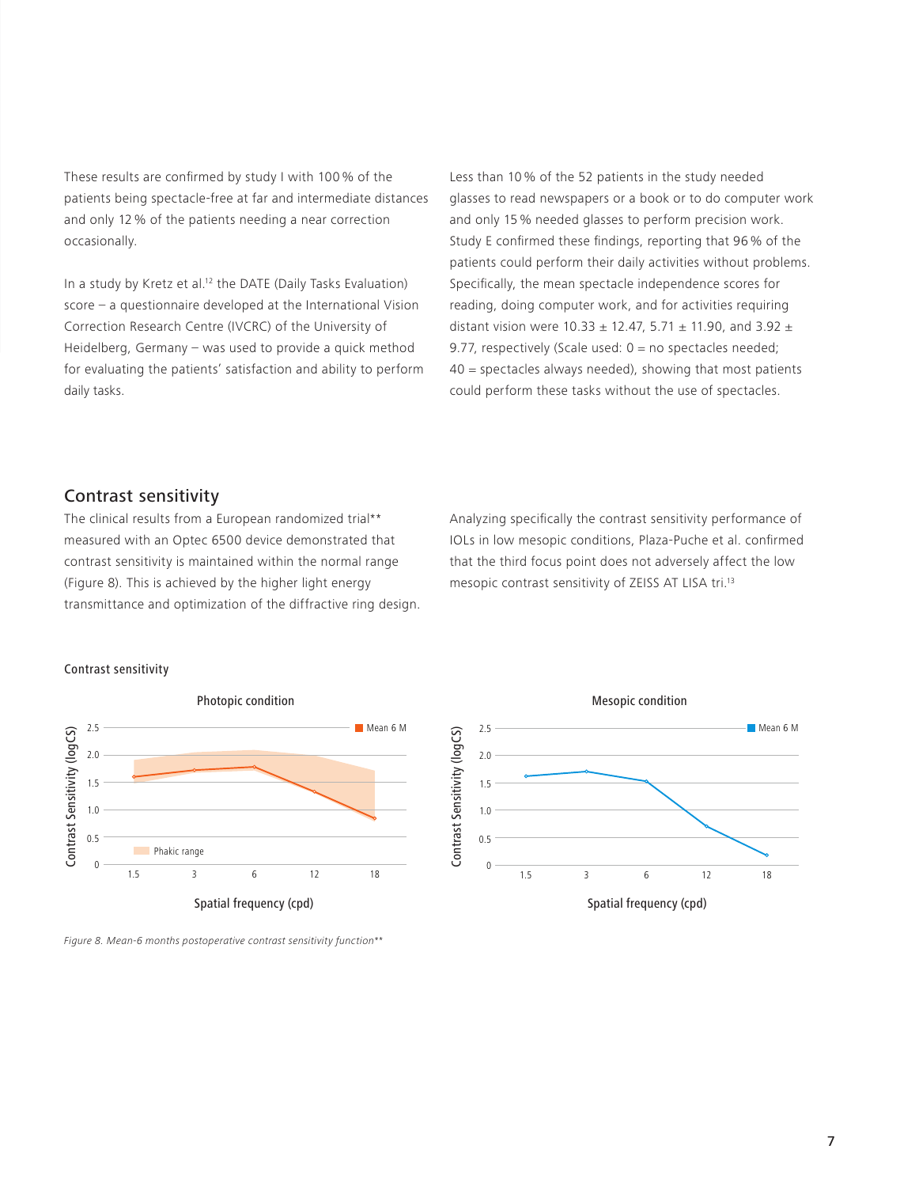These results are confirmed by study I with 100 % of the patients being spectacle-free at far and intermediate distances and only 12 % of the patients needing a near correction occasionally.

In a study by Kretz et al.[12] the DATE (Daily Tasks Evaluation) score – a questionnaire developed at the International Vision Correction Research Centre (IVCRC) of the University of Heidelberg, Germany – was used to provide a quick method for evaluating the patients' satisfaction and ability to perform daily tasks.

Less than 10 % of the 52 patients in the study needed glasses to read newspapers or a book or to do computer work and only 15 % needed glasses to perform precision work. Study E confirmed these findings, reporting that 96 % of the patients could perform their daily activities without problems. Specifically, the mean spectacle independence scores for reading, doing computer work, and for activities requiring distant vision were 10.33 ± 12.47, 5.71 ± 11.90, and 3.92 ± 9.77, respectively (Scale used: 0 = no spectacles needed; 40 = spectacles always needed), showing that most patients could perform these tasks without the use of spectacles.

## Contrast sensitivity

The clinical results from a European randomized trial** measured with an Optec 6500 device demonstrated that contrast sensitivity is maintained within the normal range (Figure 8). This is achieved by the higher light energy transmittance and optimization of the diffractive ring design.

Analyzing specifically the contrast sensitivity performance of IOLs in low mesopic conditions, Plaza-Puche et al. confirmed that the third focus point does not adversely affect the low mesopic contrast sensitivity of ZEISS AT LISA tri.[13]

Contrast sensitivity

*Figure 8. Mean-6 months postoperative contrast sensitivity function***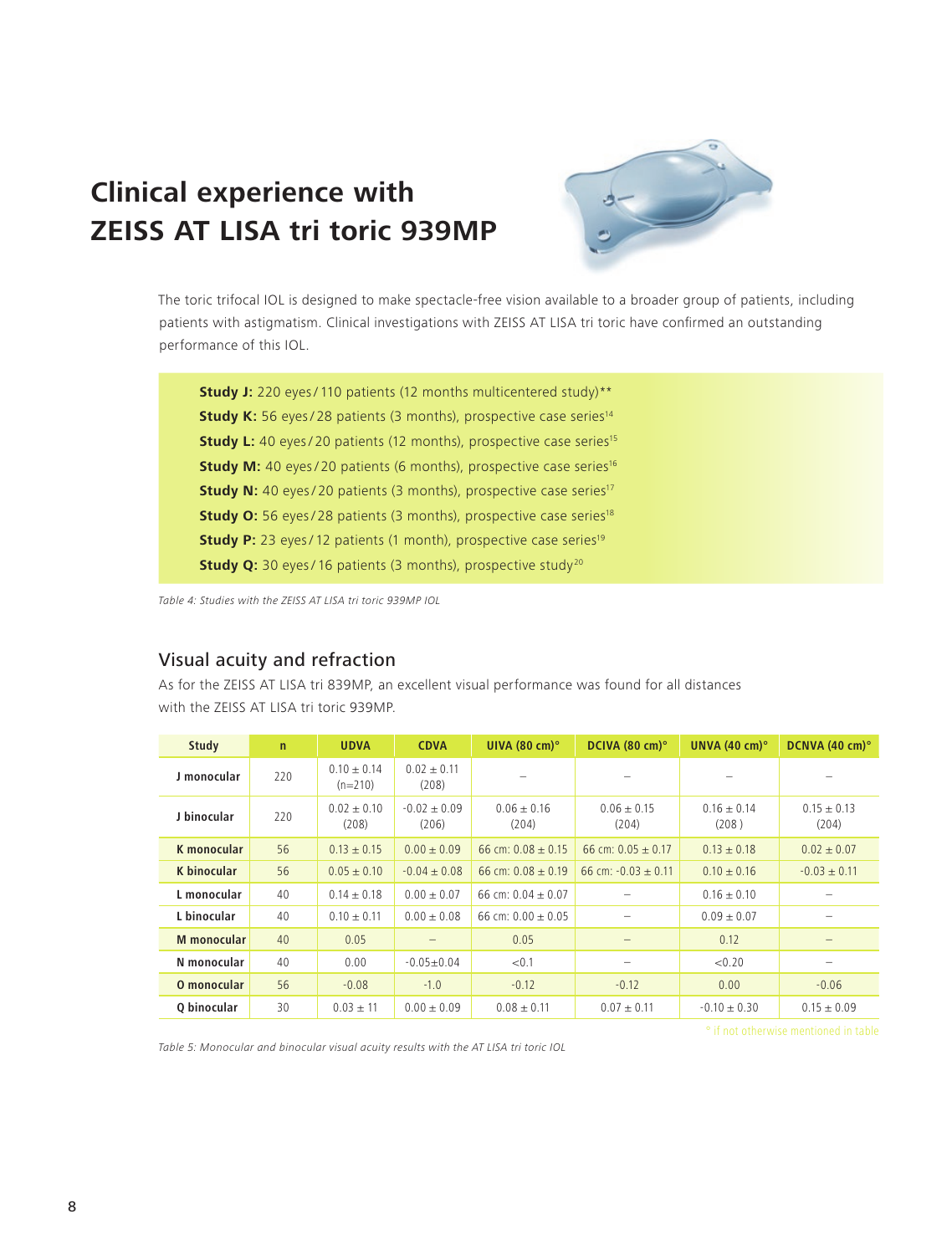# Clinical experience with ZEISS AT LISA tri toric 939MP

The toric trifocal IOL is designed to make spectacle-free vision available to a broader group of patients, including patients with astigmatism. Clinical investigations with ZEISS AT LISA tri toric have confirmed an outstanding performance of this IOL.

**Study J:** 220 eyes / 110 patients (12 months multicentered study)**
**Study K:** 56 eyes / 28 patients (3 months), prospective case series[14]
**Study L:** 40 eyes / 20 patients (12 months), prospective case series[15]
**Study M:** 40 eyes / 20 patients (6 months), prospective case series[16]
**Study N:** 40 eyes / 20 patients (3 months), prospective case series[17]
**Study O:** 56 eyes / 28 patients (3 months), prospective case series[18]
**Study P:** 23 eyes / 12 patients (1 month), prospective case series[19]
**Study Q:** 30 eyes / 16 patients (3 months), prospective study[20]

*Table 4: Studies with the ZEISS AT LISA tri toric 939MP IOL*

## Visual acuity and refraction

As for the ZEISS AT LISA tri 839MP, an excellent visual performance was found for all distances with the ZEISS AT LISA tri toric 939MP.

| Study | n | UDVA | CDVA | UIVA (80 cm)° | DCIVA (80 cm)° | UNVA (40 cm)° | DCNVA (40 cm)° |
|---|---|---|---|---|---|---|---|
| J monocular | 220 | 0.10 ± 0.14 (n=210) | 0.02 ± 0.11 (208) | – | – | – | – |
| J binocular | 220 | 0.02 ± 0.10 (208) | -0.02 ± 0.09 (206) | 0.06 ± 0.16 (204) | 0.06 ± 0.15 (204) | 0.16 ± 0.14 (208 ) | 0.15 ± 0.13 (204) |
| K monocular | 56 | 0.13 ± 0.15 | 0.00 ± 0.09 | 66 cm: 0.08 ± 0.15 | 66 cm: 0.05 ± 0.17 | 0.13 ± 0.18 | 0.02 ± 0.07 |
| K binocular | 56 | 0.05 ± 0.10 | -0.04 ± 0.08 | 66 cm: 0.08 ± 0.19 | 66 cm: -0.03 ± 0.11 | 0.10 ± 0.16 | -0.03 ± 0.11 |
| L monocular | 40 | 0.14 ± 0.18 | 0.00 ± 0.07 | 66 cm: 0.04 ± 0.07 | – | 0.16 ± 0.10 | – |
| L binocular | 40 | 0.10 ± 0.11 | 0.00 ± 0.08 | 66 cm: 0.00 ± 0.05 | – | 0.09 ± 0.07 | – |
| M monocular | 40 | 0.05 | – | 0.05 | – | 0.12 | – |
| N monocular | 40 | 0.00 | -0.05±0.04 | <0.1 | – | <0.20 | – |
| O monocular | 56 | -0.08 | -1.0 | -0.12 | -0.12 | 0.00 | -0.06 |
| Q binocular | 30 | 0.03 ± 11 | 0.00 ± 0.09 | 0.08 ± 0.11 | 0.07 ± 0.11 | -0.10 ± 0.30 | 0.15 ± 0.09 |

° if not otherwise mentioned in table

*Table 5: Monocular and binocular visual acuity results with the AT LISA tri toric IOL*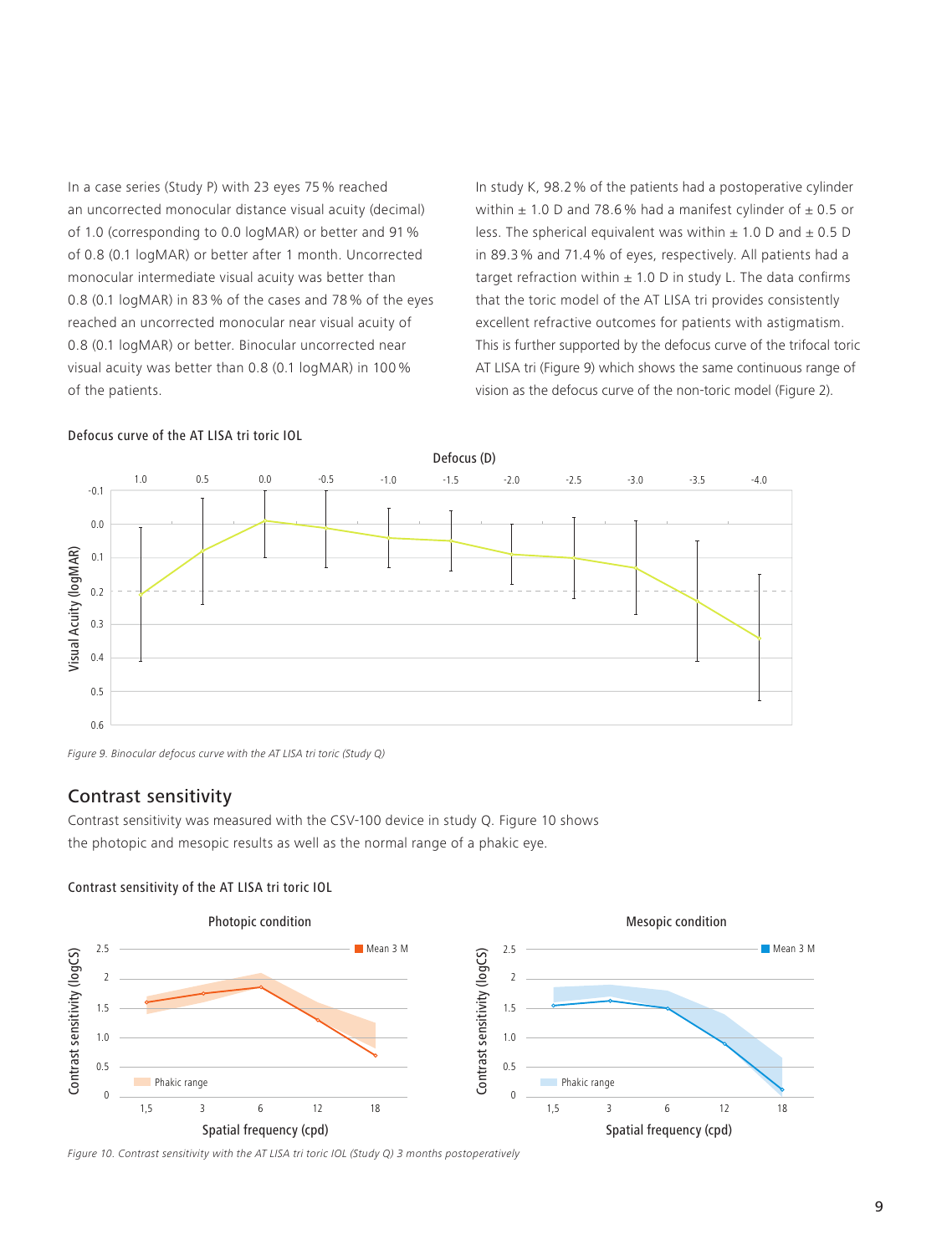In a case series (Study P) with 23 eyes 75 % reached an uncorrected monocular distance visual acuity (decimal) of 1.0 (corresponding to 0.0 logMAR) or better and 91 % of 0.8 (0.1 logMAR) or better after 1 month. Uncorrected monocular intermediate visual acuity was better than 0.8 (0.1 logMAR) in 83 % of the cases and 78 % of the eyes reached an uncorrected monocular near visual acuity of 0.8 (0.1 logMAR) or better. Binocular uncorrected near visual acuity was better than 0.8 (0.1 logMAR) in 100 % of the patients.

In study K, 98.2 % of the patients had a postoperative cylinder within ± 1.0 D and 78.6 % had a manifest cylinder of ± 0.5 or less. The spherical equivalent was within ± 1.0 D and ± 0.5 D in 89.3 % and 71.4 % of eyes, respectively. All patients had a target refraction within ± 1.0 D in study L. The data confirms that the toric model of the AT LISA tri provides consistently excellent refractive outcomes for patients with astigmatism. This is further supported by the defocus curve of the trifocal toric AT LISA tri (Figure 9) which shows the same continuous range of vision as the defocus curve of the non-toric model (Figure 2).

Defocus curve of the AT LISA tri toric IOL

*Figure 9. Binocular defocus curve with the AT LISA tri toric (Study Q)*

## Contrast sensitivity

Contrast sensitivity was measured with the CSV-100 device in study Q. Figure 10 shows the photopic and mesopic results as well as the normal range of a phakic eye.

Contrast sensitivity of the AT LISA tri toric IOL

*Figure 10. Contrast sensitivity with the AT LISA tri toric IOL (Study Q) 3 months postoperatively*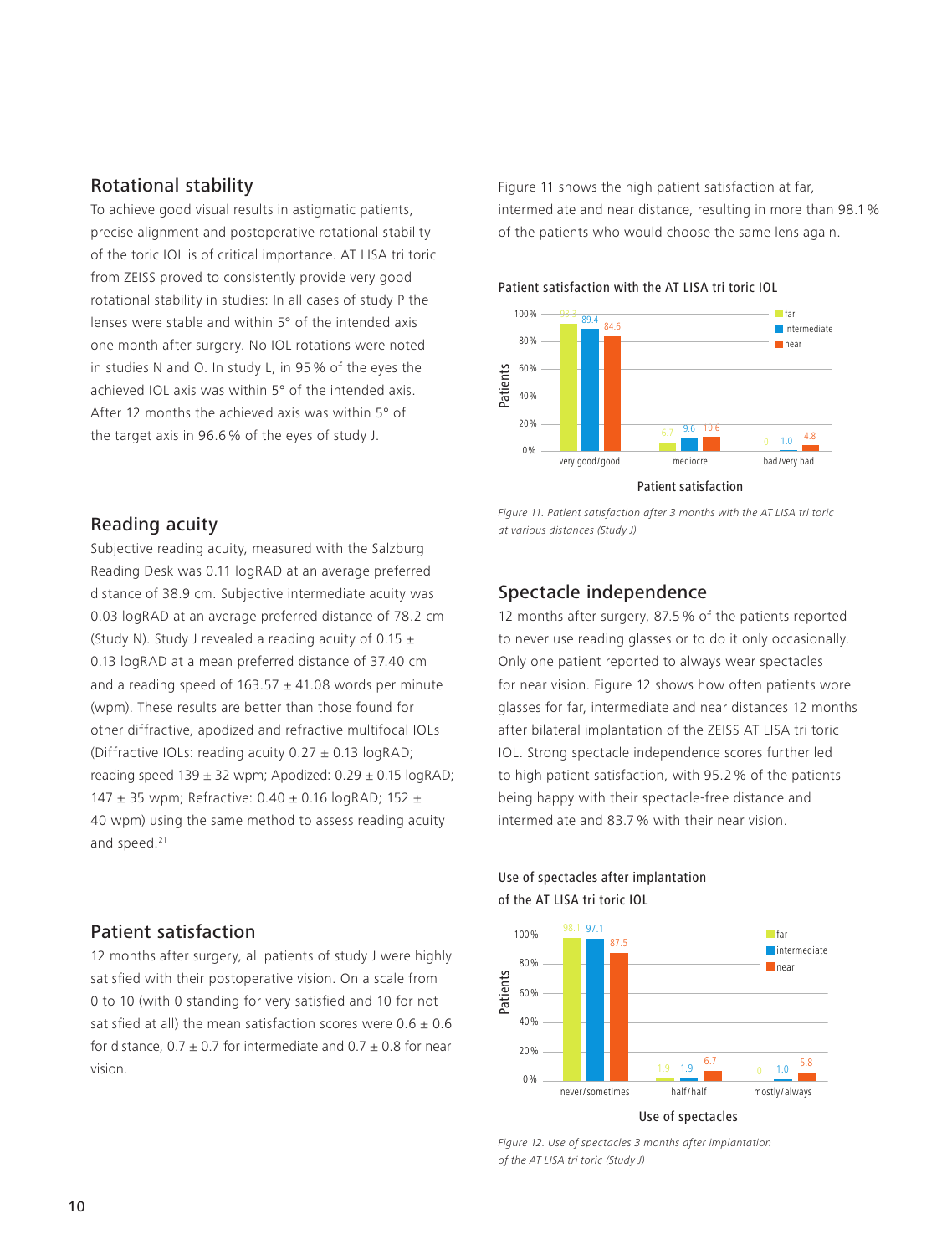## Rotational stability

To achieve good visual results in astigmatic patients, precise alignment and postoperative rotational stability of the toric IOL is of critical importance. AT LISA tri toric from ZEISS proved to consistently provide very good rotational stability in studies: In all cases of study P the lenses were stable and within 5° of the intended axis one month after surgery. No IOL rotations were noted in studies N and O. In study L, in 95 % of the eyes the achieved IOL axis was within 5° of the intended axis. After 12 months the achieved axis was within 5° of the target axis in 96.6 % of the eyes of study J.

## Reading acuity

Subjective reading acuity, measured with the Salzburg Reading Desk was 0.11 logRAD at an average preferred distance of 38.9 cm. Subjective intermediate acuity was 0.03 logRAD at an average preferred distance of 78.2 cm (Study N). Study J revealed a reading acuity of 0.15 ± 0.13 logRAD at a mean preferred distance of 37.40 cm and a reading speed of 163.57 ± 41.08 words per minute (wpm). These results are better than those found for other diffractive, apodized and refractive multifocal IOLs (Diffractive IOLs: reading acuity 0.27 ± 0.13 logRAD; reading speed 139 ± 32 wpm; Apodized: 0.29 ± 0.15 logRAD; 147 ± 35 wpm; Refractive: 0.40 ± 0.16 logRAD; 152 ± 40 wpm) using the same method to assess reading acuity and speed.[21]

## Patient satisfaction

12 months after surgery, all patients of study J were highly satisfied with their postoperative vision. On a scale from 0 to 10 (with 0 standing for very satisfied and 10 for not satisfied at all) the mean satisfaction scores were 0.6 ± 0.6 for distance, 0.7 ± 0.7 for intermediate and 0.7 ± 0.8 for near vision.

Figure 11 shows the high patient satisfaction at far, intermediate and near distance, resulting in more than 98.1 % of the patients who would choose the same lens again.

**Patient satisfaction with the AT LISA tri toric IOL**

| Patient satisfaction | far | intermediate | near |
|---|---|---|---|
| very good/good | 93.3 | 89.4 | 84.6 |
| mediocre | 6.7 | 9.6 | 10.6 |
| bad/very bad | 0 | 1.0 | 4.8 |

*Figure 11. Patient satisfaction after 3 months with the AT LISA tri toric at various distances (Study J)*

## Spectacle independence

12 months after surgery, 87.5 % of the patients reported to never use reading glasses or to do it only occasionally. Only one patient reported to always wear spectacles for near vision. Figure 12 shows how often patients wore glasses for far, intermediate and near distances 12 months after bilateral implantation of the ZEISS AT LISA tri toric IOL. Strong spectacle independence scores further led to high patient satisfaction, with 95.2 % of the patients being happy with their spectacle-free distance and intermediate and 83.7 % with their near vision.

**Use of spectacles after implantation of the AT LISA tri toric IOL**

| Use of spectacles | far | intermediate | near |
|---|---|---|---|
| never/sometimes | 98.1 | 97.1 | 87.5 |
| half/half | 1.9 | 1.9 | 6.7 |
| mostly/always | 0 | 1.0 | 5.8 |

*Figure 12. Use of spectacles 3 months after implantation of the AT LISA tri toric (Study J)*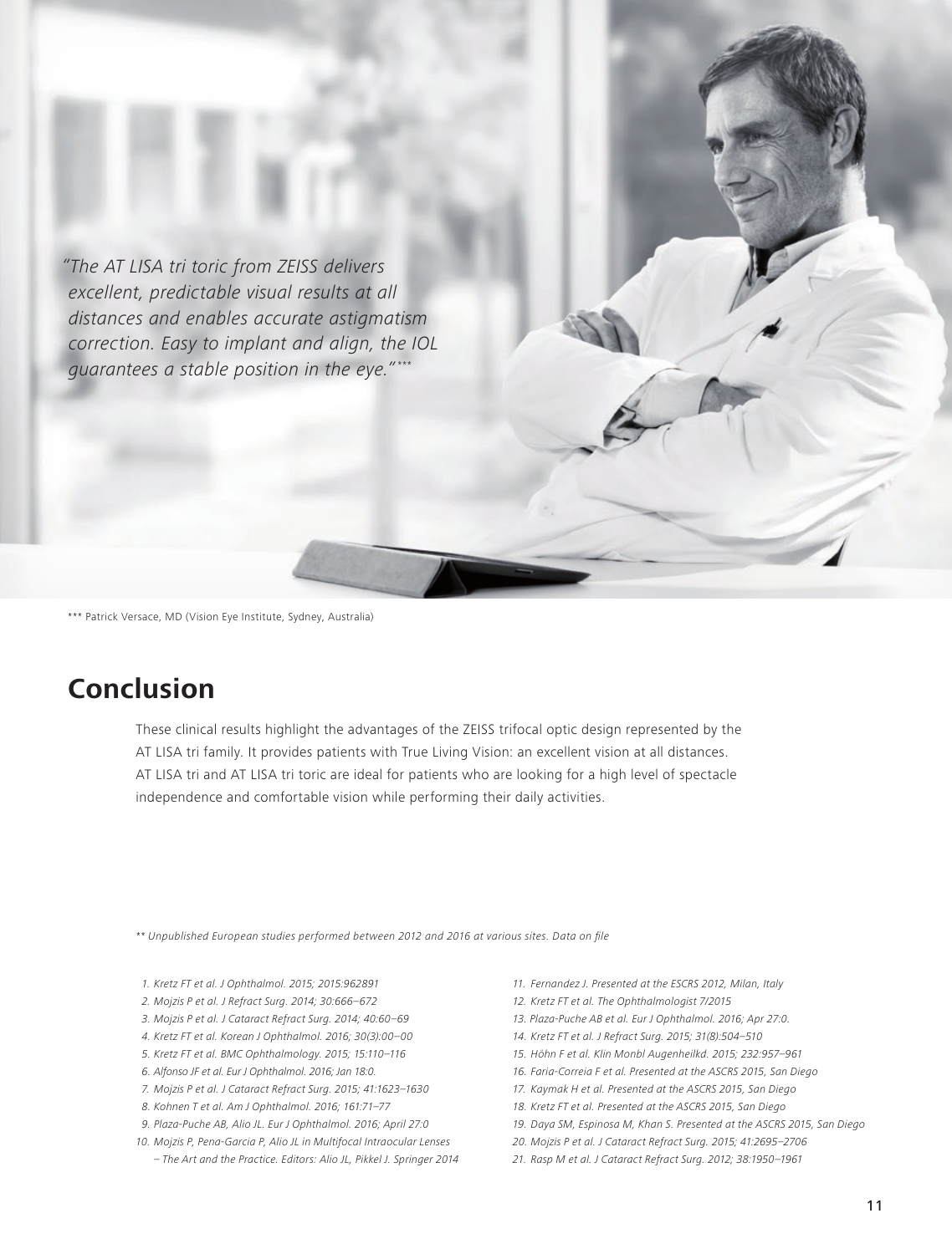*"The AT LISA tri toric from ZEISS delivers excellent, predictable visual results at all distances and enables accurate astigmatism correction. Easy to implant and align, the IOL guarantees a stable position in the eye."****

*** Patrick Versace, MD (Vision Eye Institute, Sydney, Australia)

## Conclusion

These clinical results highlight the advantages of the ZEISS trifocal optic design represented by the AT LISA tri family. It provides patients with True Living Vision: an excellent vision at all distances. AT LISA tri and AT LISA tri toric are ideal for patients who are looking for a high level of spectacle independence and comfortable vision while performing their daily activities.

*** Unpublished European studies performed between 2012 and 2016 at various sites. Data on file*

1. *Kretz FT et al. J Ophthalmol. 2015; 2015:962891*
2. *Mojzis P et al. J Refract Surg. 2014; 30:666–672*
3. *Mojzis P et al. J Cataract Refract Surg. 2014; 40:60–69*
4. *Kretz FT et al. Korean J Ophthalmol. 2016; 30(3):00–00*
5. *Kretz FT et al. BMC Ophthalmology. 2015; 15:110–116*
6. *Alfonso JF et al. Eur J Ophthalmol. 2016; Jan 18:0.*
7. *Mojzis P et al. J Cataract Refract Surg. 2015; 41:1623–1630*
8. *Kohnen T et al. Am J Ophthalmol. 2016; 161:71–77*
9. *Plaza-Puche AB, Alio JL. Eur J Ophthalmol. 2016; April 27:0*
10. *Mojzis P, Pena-Garcia P, Alio JL in Multifocal Intraocular Lenses – The Art and the Practice. Editors: Alio JL, Pikkel J. Springer 2014*
11. *Fernandez J. Presented at the ESCRS 2012, Milan, Italy*
12. *Kretz FT et al. The Ophthalmologist 7/2015*
13. *Plaza-Puche AB et al. Eur J Ophthalmol. 2016; Apr 27:0.*
14. *Kretz FT et al. J Refract Surg. 2015; 31(8):504–510*
15. *Höhn F et al. Klin Monbl Augenheilkd. 2015; 232:957–961*
16. *Faria-Correia F et al. Presented at the ASCRS 2015, San Diego*
17. *Kaymak H et al. Presented at the ASCRS 2015, San Diego*
18. *Kretz FT et al. Presented at the ASCRS 2015, San Diego*
19. *Daya SM, Espinosa M, Khan S. Presented at the ASCRS 2015, San Diego*
20. *Mojzis P et al. J Cataract Refract Surg. 2015; 41:2695–2706*
21. *Rasp M et al. J Cataract Refract Surg. 2012; 38:1950–1961*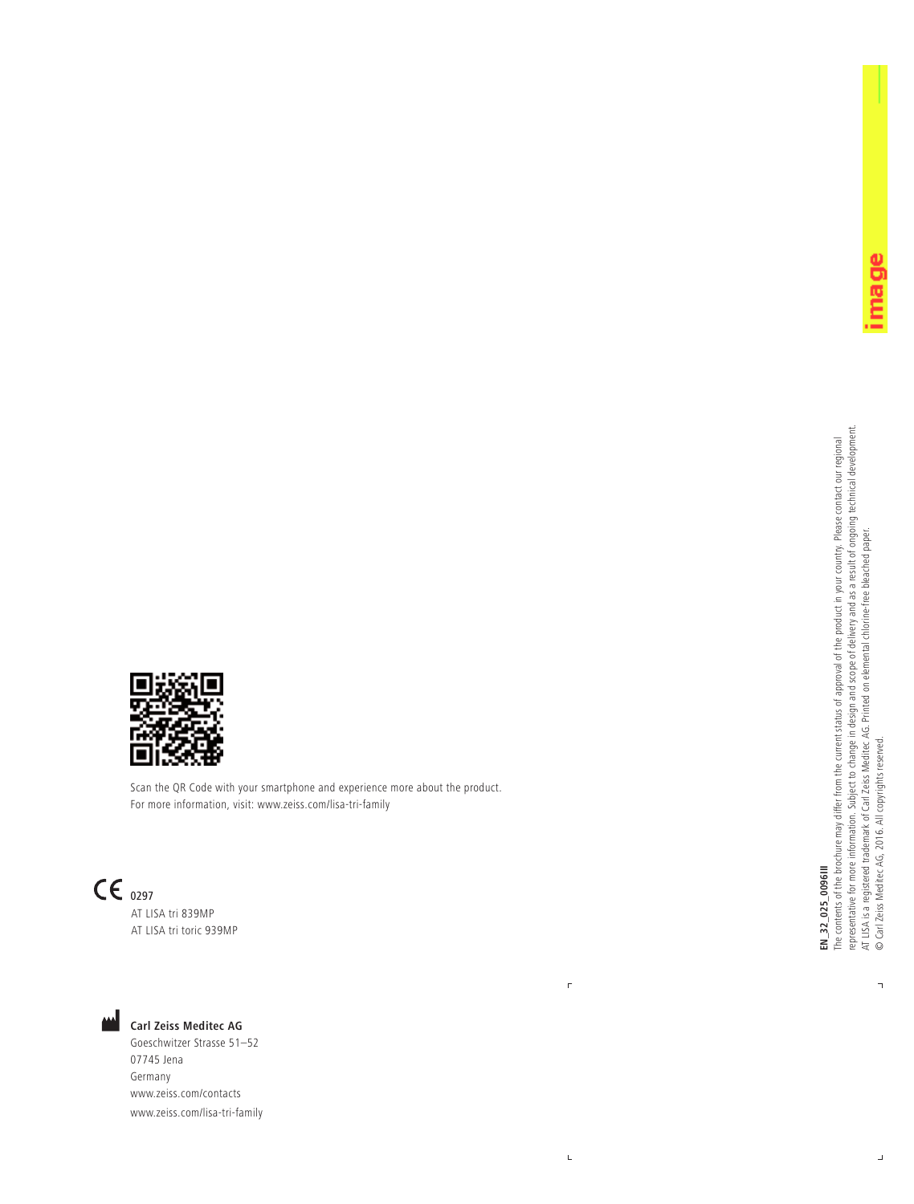Scan the QR Code with your smartphone and experience more about the product.
For more information, visit: www.zeiss.com/lisa-tri-family

CE 0297

AT LISA tri 839MP
AT LISA tri toric 939MP

**Carl Zeiss Meditec AG**
Goeschwitzer Strasse 51–52
07745 Jena
Germany
www.zeiss.com/contacts
www.zeiss.com/lisa-tri-family

**EN_32_025_0096III**
The contents of the brochure may differ from the current status of approval of the product in your country. Please contact our regional representative for more information. Subject to change in design and scope of delivery and as a result of ongoing technical development. AT LISA is a registered trademark of Carl Zeiss Meditec AG. Printed on elemental chlorine-free bleached paper.
© Carl Zeiss Meditec AG, 2016. All copyrights reserved.

image